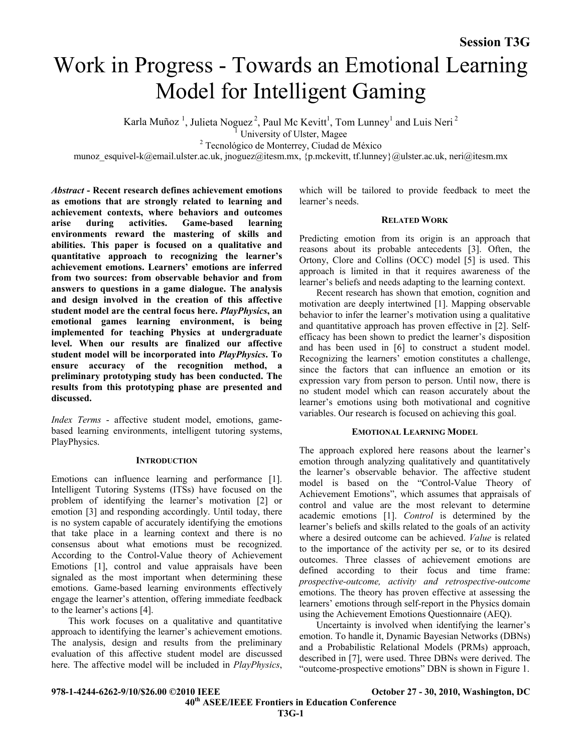# Work in Progress - Towards an Emotional Learning Model for Intelligent Gaming

Karla Muñoz [1], Julieta Noguez [2], Paul Mc Kevitt[1], Tom Lunney[1] and Luis Neri [2]

[1] University of Ulster, Magee

[2] Tecnológico de Monterrey, Ciudad de México

munoz_esquivel-k@email.ulster.ac.uk, jnoguez@itesm.mx, {p.mckevitt, tf.lunney}@ulster.ac.uk, neri@itesm.mx

***Abstract* - Recent research defines achievement emotions as emotions that are strongly related to learning and achievement contexts, where behaviors and outcomes arise during activities. Game-based learning environments reward the mastering of skills and abilities. This paper is focused on a qualitative and quantitative approach to recognizing the learner's achievement emotions. Learners' emotions are inferred from two sources: from observable behavior and from answers to questions in a game dialogue. The analysis and design involved in the creation of this affective student model are the central focus here. *PlayPhysics*, an emotional games learning environment, is being implemented for teaching Physics at undergraduate level. When our results are finalized our affective student model will be incorporated into *PlayPhysics*. To ensure accuracy of the recognition method, a preliminary prototyping study has been conducted. The results from this prototyping phase are presented and discussed.**

*Index Terms* - affective student model, emotions, game-based learning environments, intelligent tutoring systems, PlayPhysics.

## INTRODUCTION

Emotions can influence learning and performance [1]. Intelligent Tutoring Systems (ITSs) have focused on the problem of identifying the learner's motivation [2] or emotion [3] and responding accordingly. Until today, there is no system capable of accurately identifying the emotions that take place in a learning context and there is no consensus about what emotions must be recognized. According to the Control-Value theory of Achievement Emotions [1], control and value appraisals have been signaled as the most important when determining these emotions. Game-based learning environments effectively engage the learner's attention, offering immediate feedback to the learner's actions [4].

This work focuses on a qualitative and quantitative approach to identifying the learner's achievement emotions. The analysis, design and results from the preliminary evaluation of this affective student model are discussed here. The affective model will be included in *PlayPhysics*, which will be tailored to provide feedback to meet the learner's needs.

## RELATED WORK

Predicting emotion from its origin is an approach that reasons about its probable antecedents [3]. Often, the Ortony, Clore and Collins (OCC) model [5] is used. This approach is limited in that it requires awareness of the learner's beliefs and needs adapting to the learning context.

Recent research has shown that emotion, cognition and motivation are deeply intertwined [1]. Mapping observable behavior to infer the learner's motivation using a qualitative and quantitative approach has proven effective in [2]. Self-efficacy has been shown to predict the learner's disposition and has been used in [6] to construct a student model. Recognizing the learners' emotion constitutes a challenge, since the factors that can influence an emotion or its expression vary from person to person. Until now, there is no student model which can reason accurately about the learner's emotions using both motivational and cognitive variables. Our research is focused on achieving this goal.

## EMOTIONAL LEARNING MODEL

The approach explored here reasons about the learner's emotion through analyzing qualitatively and quantitatively the learner's observable behavior. The affective student model is based on the "Control-Value Theory of Achievement Emotions", which assumes that appraisals of control and value are the most relevant to determine academic emotions [1]. *Control* is determined by the learner's beliefs and skills related to the goals of an activity where a desired outcome can be achieved. *Value* is related to the importance of the activity per se, or to its desired outcomes. Three classes of achievement emotions are defined according to their focus and time frame: *prospective-outcome, activity and retrospective-outcome* emotions. The theory has proven effective at assessing the learners' emotions through self-report in the Physics domain using the Achievement Emotions Questionnaire (AEQ).

Uncertainty is involved when identifying the learner's emotion. To handle it, Dynamic Bayesian Networks (DBNs) and a Probabilistic Relational Models (PRMs) approach, described in [7], were used. Three DBNs were derived. The "outcome-prospective emotions" DBN is shown in Figure 1.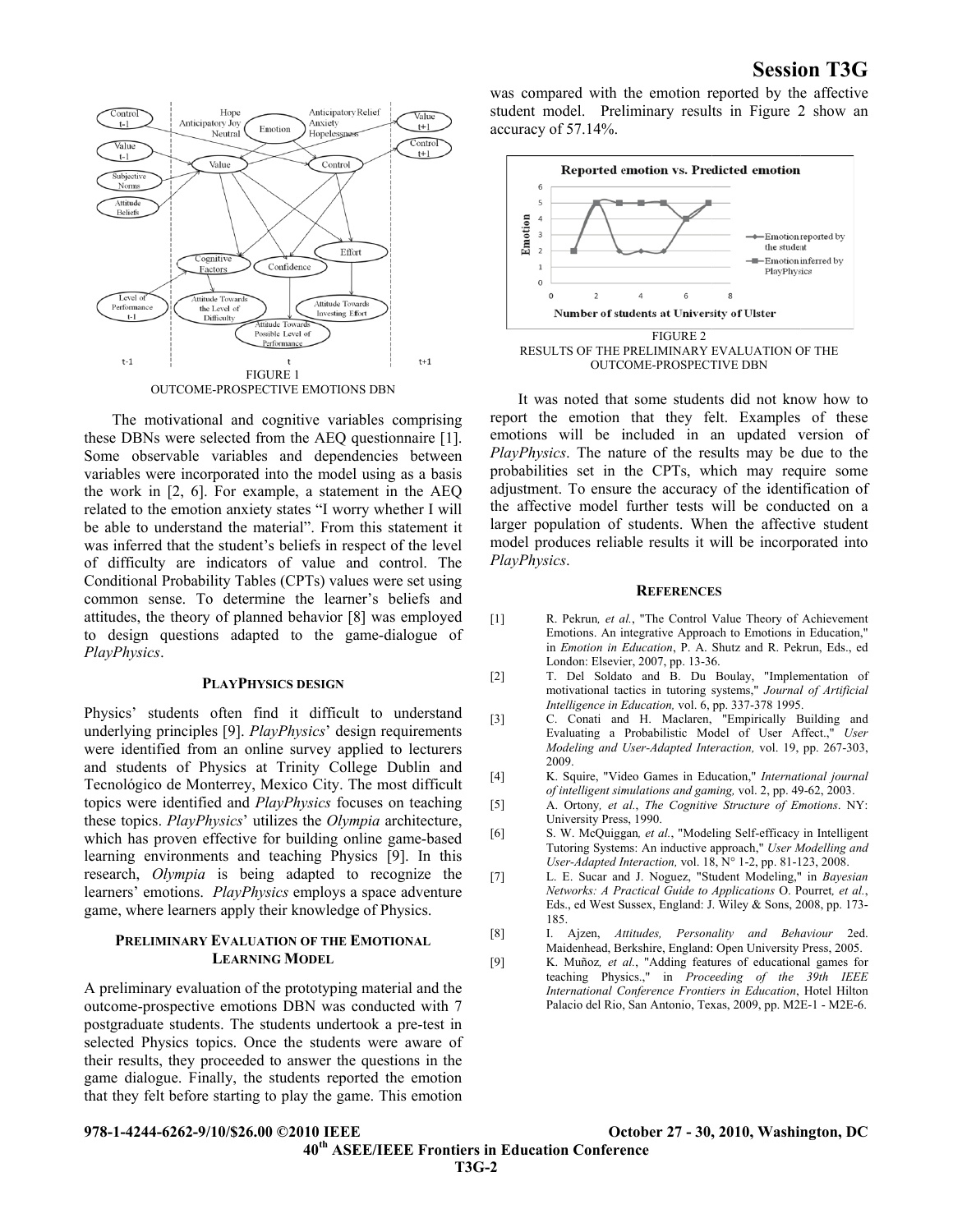FIGURE 1
OUTCOME-PROSPECTIVE EMOTIONS DBN

The motivational and cognitive variables comprising these DBNs were selected from the AEQ questionnaire [1]. Some observable variables and dependencies between variables were incorporated into the model using as a basis the work in [2, 6]. For example, a statement in the AEQ related to the emotion anxiety states "I worry whether I will be able to understand the material". From this statement it was inferred that the student's beliefs in respect of the level of difficulty are indicators of value and control. The Conditional Probability Tables (CPTs) values were set using common sense. To determine the learner's beliefs and attitudes, the theory of planned behavior [8] was employed to design questions adapted to the game-dialogue of *PlayPhysics*.

## PLAYPHYSICS DESIGN

Physics' students often find it difficult to understand underlying principles [9]. *PlayPhysics*' design requirements were identified from an online survey applied to lecturers and students of Physics at Trinity College Dublin and Tecnológico de Monterrey, Mexico City. The most difficult topics were identified and *PlayPhysics* focuses on teaching these topics. *PlayPhysics*' utilizes the *Olympia* architecture, which has proven effective for building online game-based learning environments and teaching Physics [9]. In this research, *Olympia* is being adapted to recognize the learners' emotions. *PlayPhysics* employs a space adventure game, where learners apply their knowledge of Physics.

## PRELIMINARY EVALUATION OF THE EMOTIONAL LEARNING MODEL

A preliminary evaluation of the prototyping material and the outcome-prospective emotions DBN was conducted with 7 postgraduate students. The students undertook a pre-test in selected Physics topics. Once the students were aware of their results, they proceeded to answer the questions in the game dialogue. Finally, the students reported the emotion that they felt before starting to play the game. This emotion was compared with the emotion reported by the affective student model. Preliminary results in Figure 2 show an accuracy of 57.14%.

Reported emotion vs. Predicted emotion

Emotion

Emotion reported by the student

Emotion inferred by PlayPhysics

Number of students at University of Ulster

FIGURE 2
RESULTS OF THE PRELIMINARY EVALUATION OF THE OUTCOME-PROSPECTIVE DBN

It was noted that some students did not know how to report the emotion that they felt. Examples of these emotions will be included in an updated version of *PlayPhysics*. The nature of the results may be due to the probabilities set in the CPTs, which may require some adjustment. To ensure the accuracy of the identification of the affective model further tests will be conducted on a larger population of students. When the affective student model produces reliable results it will be incorporated into *PlayPhysics*.

## REFERENCES

[1] R. Pekrun, *et al.*, "The Control Value Theory of Achievement Emotions. An integrative Approach to Emotions in Education," in *Emotion in Education*, P. A. Shutz and R. Pekrun, Eds., ed London: Elsevier, 2007, pp. 13-36.

[2] T. Del Soldato and B. Du Boulay, "Implementation of motivational tactics in tutoring systems," *Journal of Artificial Intelligence in Education,* vol. 6, pp. 337-378 1995.

[3] C. Conati and H. Maclaren, "Empirically Building and Evaluating a Probabilistic Model of User Affect.," *User Modeling and User-Adapted Interaction,* vol. 19, pp. 267-303, 2009.

[4] K. Squire, "Video Games in Education," *International journal of intelligent simulations and gaming,* vol. 2, pp. 49-62, 2003.

[5] A. Ortony*, et al.*, *The Cognitive Structure of Emotions*. NY: University Press, 1990.

[6] S. W. McQuiggan*, et al.*, "Modeling Self-efficacy in Intelligent Tutoring Systems: An inductive approach," *User Modelling and User-Adapted Interaction,* vol. 18, N° 1-2, pp. 81-123, 2008.

[7] L. E. Sucar and J. Noguez, "Student Modeling," in *Bayesian Networks: A Practical Guide to Applications* O. Pourret*, et al.*, Eds., ed West Sussex, England: J. Wiley & Sons, 2008, pp. 173-185.

[8] I. Ajzen, *Attitudes, Personality and Behaviour* 2ed. Maidenhead, Berkshire, England: Open University Press, 2005.

[9] K. Muñoz*, et al.*, "Adding features of educational games for teaching Physics.," in *Proceeding of the 39th IEEE International Conference Frontiers in Education*, Hotel Hilton Palacio del Rio, San Antonio, Texas, 2009, pp. M2E-1 - M2E-6.